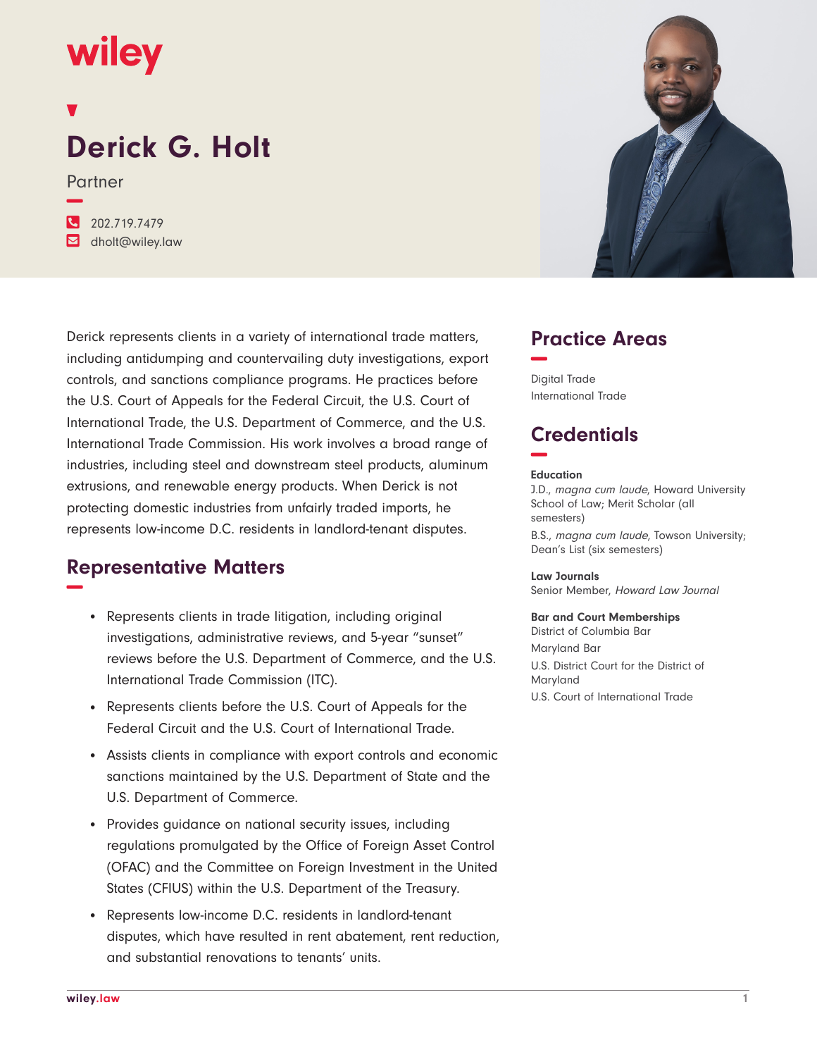wiley

# Derick G. Holt

Partner

202.719.7479

dholt@wiley.law

Derick represents clients in a variety of international trade matters, including antidumping and countervailing duty investigations, export controls, and sanctions compliance programs. He practices before the U.S. Court of Appeals for the Federal Circuit, the U.S. Court of International Trade, the U.S. Department of Commerce, and the U.S. International Trade Commission. His work involves a broad range of industries, including steel and downstream steel products, aluminum extrusions, and renewable energy products. When Derick is not protecting domestic industries from unfairly traded imports, he represents low-income D.C. residents in landlord-tenant disputes.

## Representative Matters

- Represents clients in trade litigation, including original investigations, administrative reviews, and 5-year "sunset" reviews before the U.S. Department of Commerce, and the U.S. International Trade Commission (ITC).
- Represents clients before the U.S. Court of Appeals for the Federal Circuit and the U.S. Court of International Trade.
- Assists clients in compliance with export controls and economic sanctions maintained by the U.S. Department of State and the U.S. Department of Commerce.
- Provides guidance on national security issues, including regulations promulgated by the Office of Foreign Asset Control (OFAC) and the Committee on Foreign Investment in the United States (CFIUS) within the U.S. Department of the Treasury.
- Represents low-income D.C. residents in landlord-tenant disputes, which have resulted in rent abatement, rent reduction, and substantial renovations to tenants' units.

## Practice Areas

Digital Trade

International Trade

## Credentials

**Education**

J.D., *magna cum laude*, Howard University School of Law; Merit Scholar (all semesters)

B.S., *magna cum laude*, Towson University; Dean's List (six semesters)

**Law Journals**

Senior Member, *Howard Law Journal*

**Bar and Court Memberships**

District of Columbia Bar

Maryland Bar

U.S. District Court for the District of Maryland

U.S. Court of International Trade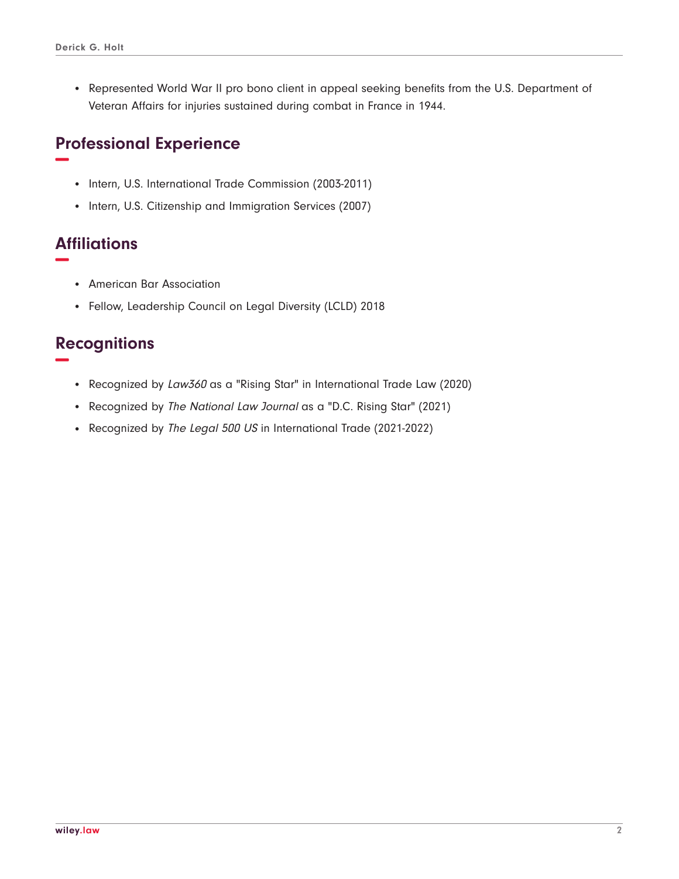- Represented World War II pro bono client in appeal seeking benefits from the U.S. Department of Veteran Affairs for injuries sustained during combat in France in 1944.

## Professional Experience

- Intern, U.S. International Trade Commission (2003-2011)
- Intern, U.S. Citizenship and Immigration Services (2007)

## Affiliations

- American Bar Association
- Fellow, Leadership Council on Legal Diversity (LCLD) 2018

## Recognitions

- Recognized by *Law360* as a "Rising Star" in International Trade Law (2020)
- Recognized by *The National Law Journal* as a "D.C. Rising Star" (2021)
- Recognized by *The Legal 500 US* in International Trade (2021-2022)